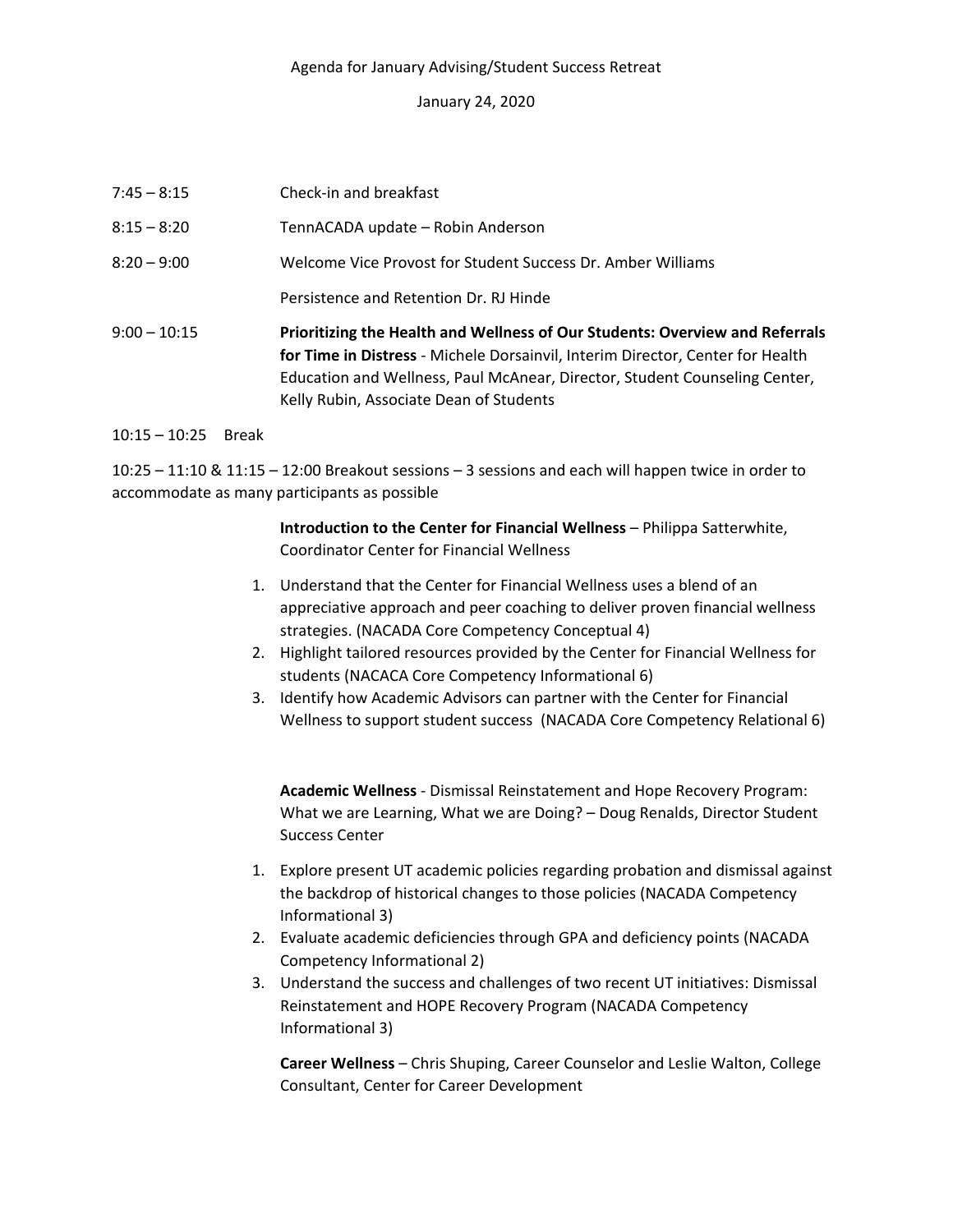Agenda for January Advising/Student Success Retreat

January 24, 2020

7:45 – 8:15 Check-in and breakfast

8:15 – 8:20 TennACADA update – Robin Anderson

8:20 – 9:00 Welcome Vice Provost for Student Success Dr. Amber Williams

Persistence and Retention Dr. RJ Hinde

9:00 – 10:15 **Prioritizing the Health and Wellness of Our Students: Overview and Referrals for Time in Distress** - Michele Dorsainvil, Interim Director, Center for Health Education and Wellness, Paul McAnear, Director, Student Counseling Center, Kelly Rubin, Associate Dean of Students

10:15 – 10:25 Break

10:25 – 11:10 & 11:15 – 12:00 Breakout sessions – 3 sessions and each will happen twice in order to accommodate as many participants as possible

**Introduction to the Center for Financial Wellness** – Philippa Satterwhite, Coordinator Center for Financial Wellness

1. Understand that the Center for Financial Wellness uses a blend of an appreciative approach and peer coaching to deliver proven financial wellness strategies. (NACADA Core Competency Conceptual 4)
2. Highlight tailored resources provided by the Center for Financial Wellness for students (NACACA Core Competency Informational 6)
3. Identify how Academic Advisors can partner with the Center for Financial Wellness to support student success (NACADA Core Competency Relational 6)

**Academic Wellness** - Dismissal Reinstatement and Hope Recovery Program: What we are Learning, What we are Doing? – Doug Renalds, Director Student Success Center

1. Explore present UT academic policies regarding probation and dismissal against the backdrop of historical changes to those policies (NACADA Competency Informational 3)
2. Evaluate academic deficiencies through GPA and deficiency points (NACADA Competency Informational 2)
3. Understand the success and challenges of two recent UT initiatives: Dismissal Reinstatement and HOPE Recovery Program (NACADA Competency Informational 3)

**Career Wellness** – Chris Shuping, Career Counselor and Leslie Walton, College Consultant, Center for Career Development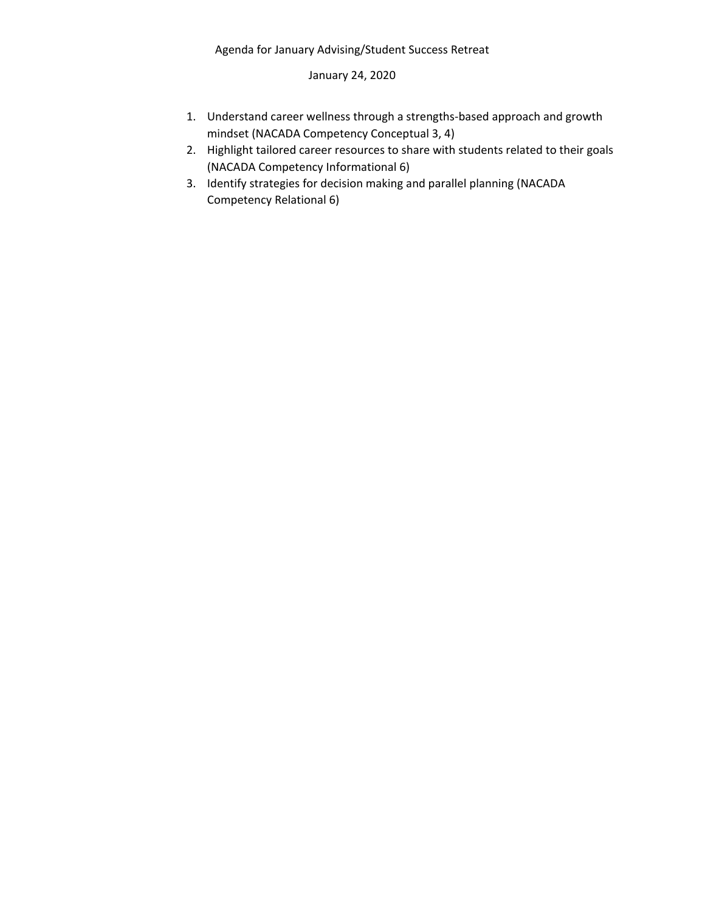Agenda for January Advising/Student Success Retreat

January 24, 2020

1. Understand career wellness through a strengths-based approach and growth mindset (NACADA Competency Conceptual 3, 4)
2. Highlight tailored career resources to share with students related to their goals (NACADA Competency Informational 6)
3. Identify strategies for decision making and parallel planning (NACADA Competency Relational 6)